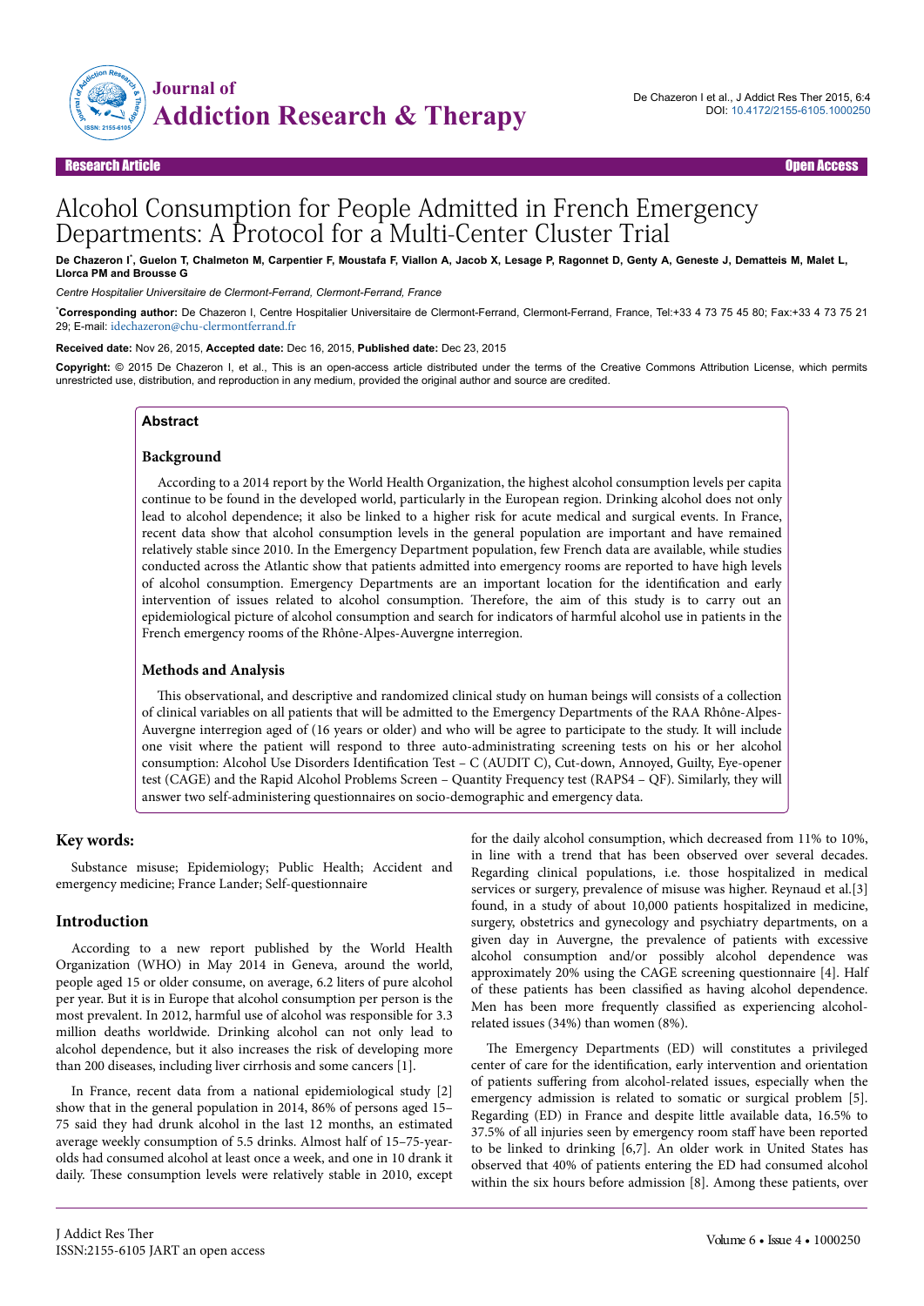Research Article | Open Access

# Alcohol Consumption for People Admitted in French Emergency Departments: A Protocol for a Multi-Center Cluster Trial

**De Chazeron I\*, Guelon T, Chalmeton M, Carpentier F, Moustafa F, Viallon A, Jacob X, Lesage P, Ragonnet D, Genty A, Geneste J, Dematteis M, Malet L, Llorca PM and Brousse G**

*Centre Hospitalier Universitaire de Clermont-Ferrand, Clermont-Ferrand, France*

\***Corresponding author:** De Chazeron I, Centre Hospitalier Universitaire de Clermont-Ferrand, Clermont-Ferrand, France, Tel:+33 4 73 75 45 80; Fax:+33 4 73 75 21 29; E-mail: idechazeron@chu-clermontferrand.fr

**Received date:** Nov 26, 2015, **Accepted date:** Dec 16, 2015, **Published date:** Dec 23, 2015

**Copyright:** © 2015 De Chazeron I, et al., This is an open-access article distributed under the terms of the Creative Commons Attribution License, which permits unrestricted use, distribution, and reproduction in any medium, provided the original author and source are credited.

## Abstract

### Background

According to a 2014 report by the World Health Organization, the highest alcohol consumption levels per capita continue to be found in the developed world, particularly in the European region. Drinking alcohol does not only lead to alcohol dependence; it also be linked to a higher risk for acute medical and surgical events. In France, recent data show that alcohol consumption levels in the general population are important and have remained relatively stable since 2010. In the Emergency Department population, few French data are available, while studies conducted across the Atlantic show that patients admitted into emergency rooms are reported to have high levels of alcohol consumption. Emergency Departments are an important location for the identification and early intervention of issues related to alcohol consumption. Therefore, the aim of this study is to carry out an epidemiological picture of alcohol consumption and search for indicators of harmful alcohol use in patients in the French emergency rooms of the Rhône-Alpes-Auvergne interregion.

### Methods and Analysis

This observational, and descriptive and randomized clinical study on human beings will consists of a collection of clinical variables on all patients that will be admitted to the Emergency Departments of the RAA Rhône-Alpes-Auvergne interregion aged of (16 years or older) and who will be agree to participate to the study. It will include one visit where the patient will respond to three auto-administrating screening tests on his or her alcohol consumption: Alcohol Use Disorders Identification Test – C (AUDIT C), Cut-down, Annoyed, Guilty, Eye-opener test (CAGE) and the Rapid Alcohol Problems Screen – Quantity Frequency test (RAPS4 – QF). Similarly, they will answer two self-administering questionnaires on socio-demographic and emergency data.

## Key words:

Substance misuse; Epidemiology; Public Health; Accident and emergency medicine; France Lander; Self-questionnaire

## Introduction

According to a new report published by the World Health Organization (WHO) in May 2014 in Geneva, around the world, people aged 15 or older consume, on average, 6.2 liters of pure alcohol per year. But it is in Europe that alcohol consumption per person is the most prevalent. In 2012, harmful use of alcohol was responsible for 3.3 million deaths worldwide. Drinking alcohol can not only lead to alcohol dependence, but it also increases the risk of developing more than 200 diseases, including liver cirrhosis and some cancers [1].

In France, recent data from a national epidemiological study [2] show that in the general population in 2014, 86% of persons aged 15–75 said they had drunk alcohol in the last 12 months, an estimated average weekly consumption of 5.5 drinks. Almost half of 15–75-year-olds had consumed alcohol at least once a week, and one in 10 drank it daily. These consumption levels were relatively stable in 2010, except for the daily alcohol consumption, which decreased from 11% to 10%, in line with a trend that has been observed over several decades. Regarding clinical populations, i.e. those hospitalized in medical services or surgery, prevalence of misuse was higher. Reynaud et al.[3] found, in a study of about 10,000 patients hospitalized in medicine, surgery, obstetrics and gynecology and psychiatry departments, on a given day in Auvergne, the prevalence of patients with excessive alcohol consumption and/or possibly alcohol dependence was approximately 20% using the CAGE screening questionnaire [4]. Half of these patients has been classified as having alcohol dependence. Men has been more frequently classified as experiencing alcohol-related issues (34%) than women (8%).

The Emergency Departments (ED) will constitutes a privileged center of care for the identification, early intervention and orientation of patients suffering from alcohol-related issues, especially when the emergency admission is related to somatic or surgical problem [5]. Regarding (ED) in France and despite little available data, 16.5% to 37.5% of all injuries seen by emergency room staff have been reported to be linked to drinking [6,7]. An older work in United States has observed that 40% of patients entering the ED had consumed alcohol within the six hours before admission [8]. Among these patients, over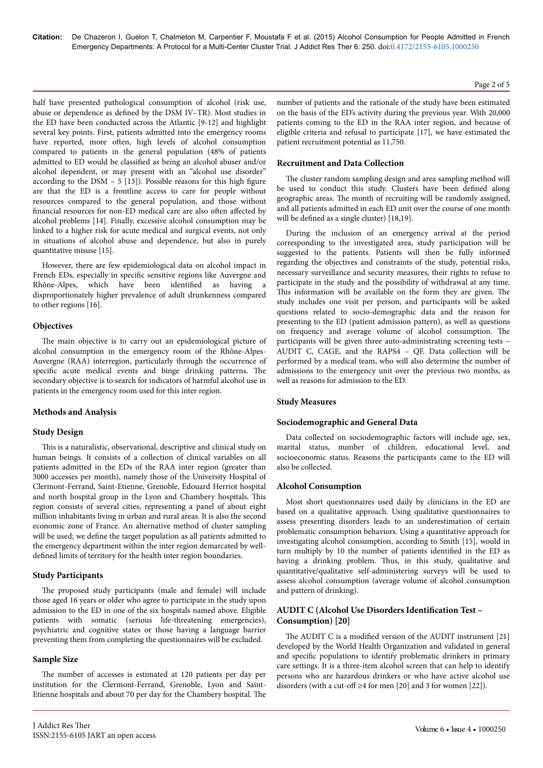half have presented pathological consumption of alcohol (risk use, abuse or dependence as defined by the DSM IV–TR). Most studies in the ED have been conducted across the Atlantic [9-12] and highlight several key points. First, patients admitted into the emergency rooms have reported, more often, high levels of alcohol consumption compared to patients in the general population (48% of patients admitted to ED would be classified as being an alcohol abuser and/or alcohol dependent, or may present with an "alcohol use disorder" according to the DSM – 5 [13]). Possible reasons for this high figure are that the ED is a frontline access to care for people without resources compared to the general population, and those without financial resources for non-ED medical care are also often affected by alcohol problems [14]. Finally, excessive alcohol consumption may be linked to a higher risk for acute medical and surgical events, not only in situations of alcohol abuse and dependence, but also in purely quantitative misuse [15].

However, there are few epidemiological data on alcohol impact in French EDs, especially in specific sensitive regions like Auvergne and Rhône-Alpes, which have been identified as having a disproportionately higher prevalence of adult drunkenness compared to other regions [16].

## Objectives

The main objective is to carry out an epidemiological picture of alcohol consumption in the emergency room of the Rhône-Alpes-Auvergne (RAA) interregion, particularly through the occurrence of specific acute medical events and binge drinking patterns. The secondary objective is to search for indicators of harmful alcohol use in patients in the emergency room used for this inter region.

## Methods and Analysis

### Study Design

This is a naturalistic, observational, descriptive and clinical study on human beings. It consists of a collection of clinical variables on all patients admitted in the EDs of the RAA inter region (greater than 3000 accesses per month), namely those of the University Hospital of Clermont-Ferrand, Saint-Etienne, Grenoble, Edouard Herriot hospital and north hospital group in the Lyon and Chambery hospitals. This region consists of several cities, representing a panel of about eight million inhabitants living in urban and rural areas. It is also the second economic zone of France. An alternative method of cluster sampling will be used; we define the target population as all patients admitted to the emergency department within the inter region demarcated by well-defined limits of territory for the health inter region boundaries.

### Study Participants

The proposed study participants (male and female) will include those aged 16 years or older who agree to participate in the study upon admission to the ED in one of the six hospitals named above. Eligible patients with somatic (serious life-threatening emergencies), psychiatric and cognitive states or those having a language barrier preventing them from completing the questionnaires will be excluded.

### Sample Size

The number of accesses is estimated at 120 patients per day per institution for the Clermont-Ferrand, Grenoble, Lyon and Saint-Etienne hospitals and about 70 per day for the Chambery hospital. The number of patients and the rationale of the study have been estimated on the basis of the ED's activity during the previous year. With 20,000 patients coming to the ED in the RAA inter region, and because of eligible criteria and refusal to participate [17], we have estimated the patient recruitment potential as 11,750.

### Recruitment and Data Collection

The cluster random sampling design and area sampling method will be used to conduct this study. Clusters have been defined along geographic areas. The month of recruiting will be randomly assigned, and all patients admitted in each ED unit over the course of one month will be defined as a single cluster) [18,19].

During the inclusion of an emergency arrival at the period corresponding to the investigated area, study participation will be suggested to the patients. Patients will then be fully informed regarding the objectives and constraints of the study, potential risks, necessary surveillance and security measures, their rights to refuse to participate in the study and the possibility of withdrawal at any time. This information will be available on the form they are given. The study includes one visit per person, and participants will be asked questions related to socio-demographic data and the reason for presenting to the ED (patient admission pattern), as well as questions on frequency and average volume of alcohol consumption. The participants will be given three auto-administrating screening tests – AUDIT C, CAGE, and the RAPS4 – QF. Data collection will be performed by a medical team, who will also determine the number of admissions to the emergency unit over the previous two months, as well as reasons for admission to the ED.

### Study Measures

### Sociodemographic and General Data

Data collected on sociodemographic factors will include age, sex, marital status, number of children, educational level, and socioeconomic status. Reasons the participants came to the ED will also be collected.

### Alcohol Consumption

Most short questionnaires used daily by clinicians in the ED are based on a qualitative approach. Using qualitative questionnaires to assess presenting disorders leads to an underestimation of certain problematic consumption behaviors. Using a quantitative approach for investigating alcohol consumption, according to Smith [15], would in turn multiply by 10 the number of patients identified in the ED as having a drinking problem. Thus, in this study, qualitative and quantitative/qualitative self-administering surveys will be used to assess alcohol consumption (average volume of alcohol consumption and pattern of drinking).

### AUDIT C (Alcohol Use Disorders Identification Test – Consumption) [20]

The AUDIT C is a modified version of the AUDIT instrument [21] developed by the World Health Organization and validated in general and specific populations to identify problematic drinkers in primary care settings. It is a three-item alcohol screen that can help to identify persons who are hazardous drinkers or who have active alcohol use disorders (with a cut-off ≥4 for men [20] and 3 for women [22]).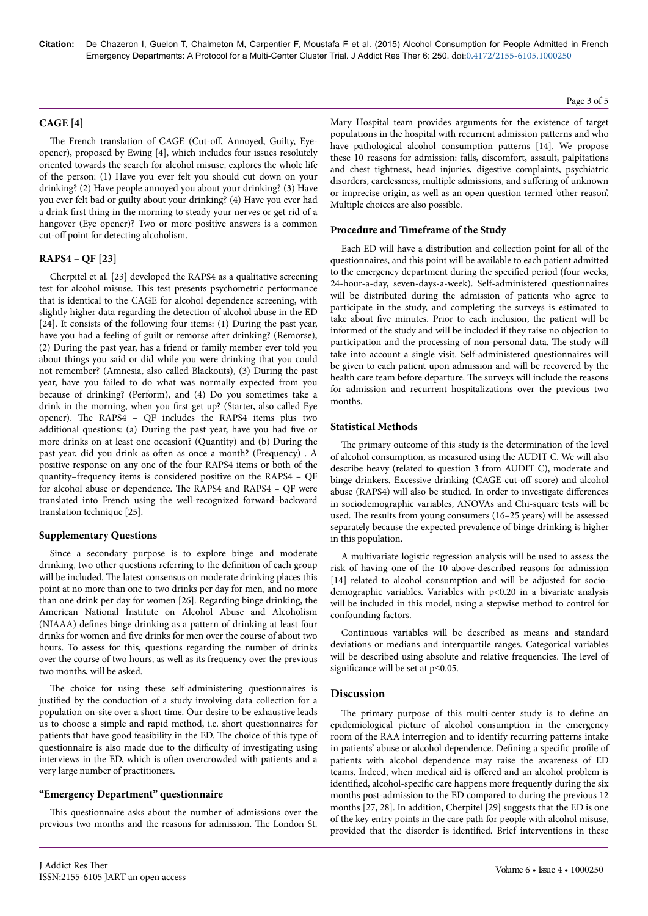### CAGE [4]

The French translation of CAGE (Cut-off, Annoyed, Guilty, Eye-opener), proposed by Ewing [4], which includes four issues resolutely oriented towards the search for alcohol misuse, explores the whole life of the person: (1) Have you ever felt you should cut down on your drinking? (2) Have people annoyed you about your drinking? (3) Have you ever felt bad or guilty about your drinking? (4) Have you ever had a drink first thing in the morning to steady your nerves or get rid of a hangover (Eye opener)? Two or more positive answers is a common cut-off point for detecting alcoholism.

### RAPS4 – QF [23]

Cherpitel et al. [23] developed the RAPS4 as a qualitative screening test for alcohol misuse. This test presents psychometric performance that is identical to the CAGE for alcohol dependence screening, with slightly higher data regarding the detection of alcohol abuse in the ED [24]. It consists of the following four items: (1) During the past year, have you had a feeling of guilt or remorse after drinking? (Remorse), (2) During the past year, has a friend or family member ever told you about things you said or did while you were drinking that you could not remember? (Amnesia, also called Blackouts), (3) During the past year, have you failed to do what was normally expected from you because of drinking? (Perform), and (4) Do you sometimes take a drink in the morning, when you first get up? (Starter, also called Eye opener). The RAPS4 – QF includes the RAPS4 items plus two additional questions: (a) During the past year, have you had five or more drinks on at least one occasion? (Quantity) and (b) During the past year, did you drink as often as once a month? (Frequency) . A positive response on any one of the four RAPS4 items or both of the quantity–frequency items is considered positive on the RAPS4 – QF for alcohol abuse or dependence. The RAPS4 and RAPS4 – QF were translated into French using the well-recognized forward–backward translation technique [25].

### Supplementary Questions

Since a secondary purpose is to explore binge and moderate drinking, two other questions referring to the definition of each group will be included. The latest consensus on moderate drinking places this point at no more than one to two drinks per day for men, and no more than one drink per day for women [26]. Regarding binge drinking, the American National Institute on Alcohol Abuse and Alcoholism (NIAAA) defines binge drinking as a pattern of drinking at least four drinks for women and five drinks for men over the course of about two hours. To assess for this, questions regarding the number of drinks over the course of two hours, as well as its frequency over the previous two months, will be asked.

The choice for using these self-administering questionnaires is justified by the conduction of a study involving data collection for a population on-site over a short time. Our desire to be exhaustive leads us to choose a simple and rapid method, i.e. short questionnaires for patients that have good feasibility in the ED. The choice of this type of questionnaire is also made due to the difficulty of investigating using interviews in the ED, which is often overcrowded with patients and a very large number of practitioners.

### "Emergency Department" questionnaire

This questionnaire asks about the number of admissions over the previous two months and the reasons for admission. The London St. Mary Hospital team provides arguments for the existence of target populations in the hospital with recurrent admission patterns and who have pathological alcohol consumption patterns [14]. We propose these 10 reasons for admission: falls, discomfort, assault, palpitations and chest tightness, head injuries, digestive complaints, psychiatric disorders, carelessness, multiple admissions, and suffering of unknown or imprecise origin, as well as an open question termed 'other reason'. Multiple choices are also possible.

### Procedure and Timeframe of the Study

Each ED will have a distribution and collection point for all of the questionnaires, and this point will be available to each patient admitted to the emergency department during the specified period (four weeks, 24-hour-a-day, seven-days-a-week). Self-administered questionnaires will be distributed during the admission of patients who agree to participate in the study, and completing the surveys is estimated to take about five minutes. Prior to each inclusion, the patient will be informed of the study and will be included if they raise no objection to participation and the processing of non-personal data. The study will take into account a single visit. Self-administered questionnaires will be given to each patient upon admission and will be recovered by the health care team before departure. The surveys will include the reasons for admission and recurrent hospitalizations over the previous two months.

### Statistical Methods

The primary outcome of this study is the determination of the level of alcohol consumption, as measured using the AUDIT C. We will also describe heavy (related to question 3 from AUDIT C), moderate and binge drinkers. Excessive drinking (CAGE cut-off score) and alcohol abuse (RAPS4) will also be studied. In order to investigate differences in sociodemographic variables, ANOVAs and Chi-square tests will be used. The results from young consumers (16–25 years) will be assessed separately because the expected prevalence of binge drinking is higher in this population.

A multivariate logistic regression analysis will be used to assess the risk of having one of the 10 above-described reasons for admission [14] related to alcohol consumption and will be adjusted for socio-demographic variables. Variables with $p<0.20$ in a bivariate analysis will be included in this model, using a stepwise method to control for confounding factors.

Continuous variables will be described as means and standard deviations or medians and interquartile ranges. Categorical variables will be described using absolute and relative frequencies. The level of significance will be set at $p \leq 0.05$.

## Discussion

The primary purpose of this multi-center study is to define an epidemiological picture of alcohol consumption in the emergency room of the RAA interregion and to identify recurring patterns intake in patients' abuse or alcohol dependence. Defining a specific profile of patients with alcohol dependence may raise the awareness of ED teams. Indeed, when medical aid is offered and an alcohol problem is identified, alcohol-specific care happens more frequently during the six months post-admission to the ED compared to during the previous 12 months [27, 28]. In addition, Cherpitel [29] suggests that the ED is one of the key entry points in the care path for people with alcohol misuse, provided that the disorder is identified. Brief interventions in these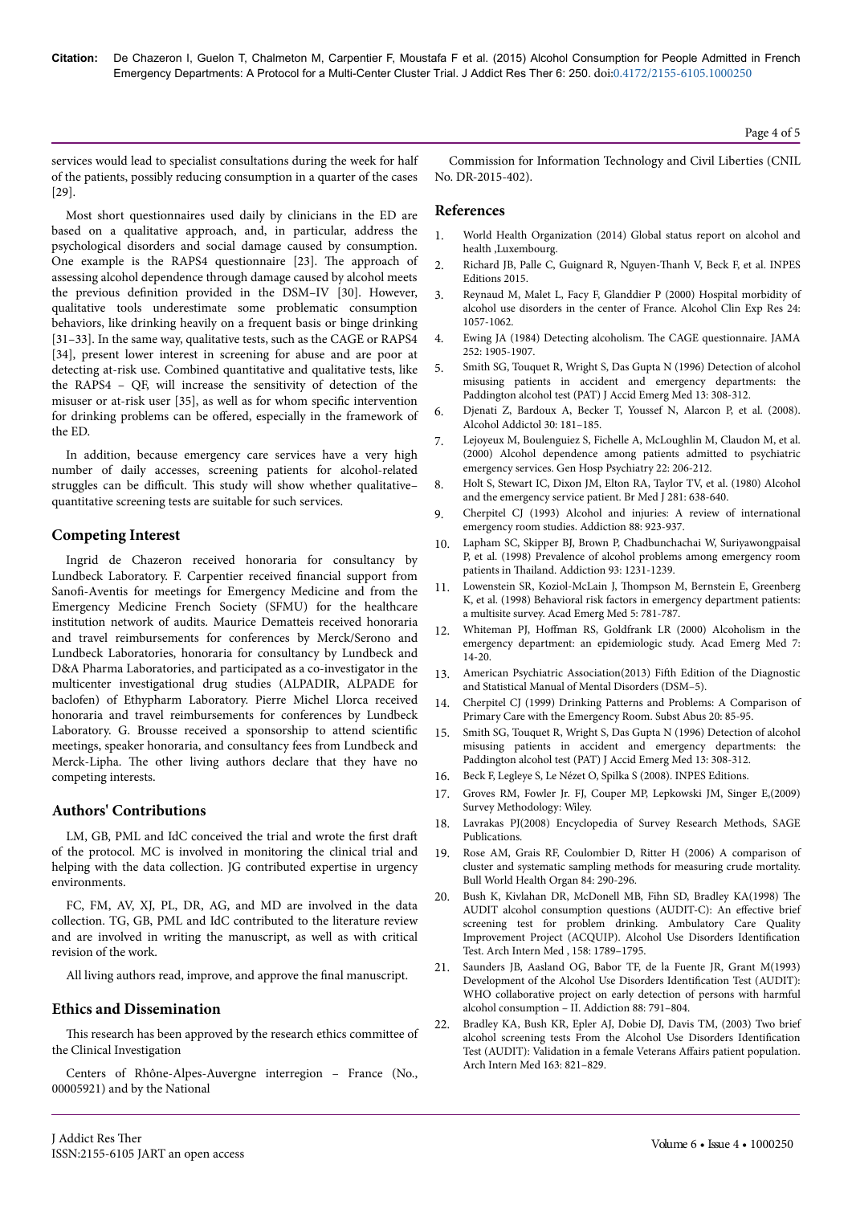services would lead to specialist consultations during the week for half of the patients, possibly reducing consumption in a quarter of the cases [29].

Most short questionnaires used daily by clinicians in the ED are based on a qualitative approach, and, in particular, address the psychological disorders and social damage caused by consumption. One example is the RAPS4 questionnaire [23]. The approach of assessing alcohol dependence through damage caused by alcohol meets the previous definition provided in the DSM–IV [30]. However, qualitative tools underestimate some problematic consumption behaviors, like drinking heavily on a frequent basis or binge drinking [31–33]. In the same way, qualitative tests, such as the CAGE or RAPS4 [34], present lower interest in screening for abuse and are poor at detecting at-risk use. Combined quantitative and qualitative tests, like the RAPS4 – QF, will increase the sensitivity of detection of the misuser or at-risk user [35], as well as for whom specific intervention for drinking problems can be offered, especially in the framework of the ED.

In addition, because emergency care services have a very high number of daily accesses, screening patients for alcohol-related struggles can be difficult. This study will show whether qualitative–quantitative screening tests are suitable for such services.

## Competing Interest

Ingrid de Chazeron received honoraria for consultancy by Lundbeck Laboratory. F. Carpentier received financial support from Sanofi-Aventis for meetings for Emergency Medicine and from the Emergency Medicine French Society (SFMU) for the healthcare institution network of audits. Maurice Dematteis received honoraria and travel reimbursements for conferences by Merck/Serono and Lundbeck Laboratories, honoraria for consultancy by Lundbeck and D&A Pharma Laboratories, and participated as a co-investigator in the multicenter investigational drug studies (ALPADIR, ALPADE for baclofen) of Ethypharm Laboratory. Pierre Michel Llorca received honoraria and travel reimbursements for conferences by Lundbeck Laboratory. G. Brousse received a sponsorship to attend scientific meetings, speaker honoraria, and consultancy fees from Lundbeck and Merck-Lipha. The other living authors declare that they have no competing interests.

## Authors' Contributions

LM, GB, PML and IdC conceived the trial and wrote the first draft of the protocol. MC is involved in monitoring the clinical trial and helping with the data collection. JG contributed expertise in urgency environments.

FC, FM, AV, XJ, PL, DR, AG, and MD are involved in the data collection. TG, GB, PML and IdC contributed to the literature review and are involved in writing the manuscript, as well as with critical revision of the work.

All living authors read, improve, and approve the final manuscript.

## Ethics and Dissemination

This research has been approved by the research ethics committee of the Clinical Investigation

Centers of Rhône-Alpes-Auvergne interregion – France (No., 00005921) and by the National

Commission for Information Technology and Civil Liberties (CNIL No. DR-2015-402).

## References

1. World Health Organization (2014) Global status report on alcohol and health ,Luxembourg.
2. Richard JB, Palle C, Guignard R, Nguyen-Thanh V, Beck F, et al. INPES Editions 2015.
3. Reynaud M, Malet L, Facy F, Glanddier P (2000) Hospital morbidity of alcohol use disorders in the center of France. Alcohol Clin Exp Res 24: 1057-1062.
4. Ewing JA (1984) Detecting alcoholism. The CAGE questionnaire. JAMA 252: 1905-1907.
5. Smith SG, Touquet R, Wright S, Das Gupta N (1996) Detection of alcohol misusing patients in accident and emergency departments: the Paddington alcohol test (PAT) J Accid Emerg Med 13: 308-312.
6. Djenati Z, Bardoux A, Becker T, Youssef N, Alarcon P, et al. (2008). Alcohol Addictol 30: 181–185.
7. Lejoyeux M, Boulenguiez S, Fichelle A, McLoughlin M, Claudon M, et al. (2000) Alcohol dependence among patients admitted to psychiatric emergency services. Gen Hosp Psychiatry 22: 206-212.
8. Holt S, Stewart IC, Dixon JM, Elton RA, Taylor TV, et al. (1980) Alcohol and the emergency service patient. Br Med J 281: 638-640.
9. Cherpitel CJ (1993) Alcohol and injuries: A review of international emergency room studies. Addiction 88: 923-937.
10. Lapham SC, Skipper BJ, Brown P, Chadbunchachai W, Suriyawongpaisal P, et al. (1998) Prevalence of alcohol problems among emergency room patients in Thailand. Addiction 93: 1231-1239.
11. Lowenstein SR, Koziol-McLain J, Thompson M, Bernstein E, Greenberg K, et al. (1998) Behavioral risk factors in emergency department patients: a multisite survey. Acad Emerg Med 5: 781-787.
12. Whiteman PJ, Hoffman RS, Goldfrank LR (2000) Alcoholism in the emergency department: an epidemiologic study. Acad Emerg Med 7: 14-20.
13. American Psychiatric Association(2013) Fifth Edition of the Diagnostic and Statistical Manual of Mental Disorders (DSM–5).
14. Cherpitel CJ (1999) Drinking Patterns and Problems: A Comparison of Primary Care with the Emergency Room. Subst Abus 20: 85-95.
15. Smith SG, Touquet R, Wright S, Das Gupta N (1996) Detection of alcohol misusing patients in accident and emergency departments: the Paddington alcohol test (PAT) J Accid Emerg Med 13: 308-312.
16. Beck F, Legleye S, Le Nézet O, Spilka S (2008). INPES Editions.
17. Groves RM, Fowler Jr. FJ, Couper MP, Lepkowski JM, Singer E,(2009) Survey Methodology: Wiley.
18. Lavrakas PJ(2008) Encyclopedia of Survey Research Methods, SAGE Publications.
19. Rose AM, Grais RF, Coulombier D, Ritter H (2006) A comparison of cluster and systematic sampling methods for measuring crude mortality. Bull World Health Organ 84: 290-296.
20. Bush K, Kivlahan DR, McDonell MB, Fihn SD, Bradley KA(1998) The AUDIT alcohol consumption questions (AUDIT-C): An effective brief screening test for problem drinking. Ambulatory Care Quality Improvement Project (ACQUIP). Alcohol Use Disorders Identification Test. Arch Intern Med , 158: 1789–1795.
21. Saunders JB, Aasland OG, Babor TF, de la Fuente JR, Grant M(1993) Development of the Alcohol Use Disorders Identification Test (AUDIT): WHO collaborative project on early detection of persons with harmful alcohol consumption – II. Addiction 88: 791–804.
22. Bradley KA, Bush KR, Epler AJ, Dobie DJ, Davis TM, (2003) Two brief alcohol screening tests From the Alcohol Use Disorders Identification Test (AUDIT): Validation in a female Veterans Affairs patient population. Arch Intern Med 163: 821–829.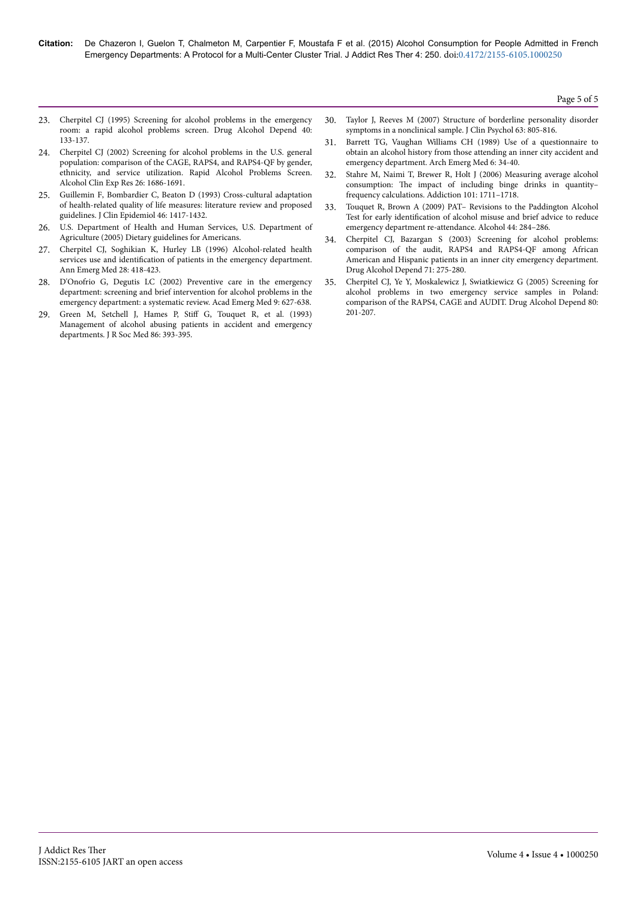23. Cherpitel CJ (1995) Screening for alcohol problems in the emergency room: a rapid alcohol problems screen. Drug Alcohol Depend 40: 133-137.
24. Cherpitel CJ (2002) Screening for alcohol problems in the U.S. general population: comparison of the CAGE, RAPS4, and RAPS4-QF by gender, ethnicity, and service utilization. Rapid Alcohol Problems Screen. Alcohol Clin Exp Res 26: 1686-1691.
25. Guillemin F, Bombardier C, Beaton D (1993) Cross-cultural adaptation of health-related quality of life measures: literature review and proposed guidelines. J Clin Epidemiol 46: 1417-1432.
26. U.S. Department of Health and Human Services, U.S. Department of Agriculture (2005) Dietary guidelines for Americans.
27. Cherpitel CJ, Soghikian K, Hurley LB (1996) Alcohol-related health services use and identification of patients in the emergency department. Ann Emerg Med 28: 418-423.
28. D'Onofrio G, Degutis LC (2002) Preventive care in the emergency department: screening and brief intervention for alcohol problems in the emergency department: a systematic review. Acad Emerg Med 9: 627-638.
29. Green M, Setchell J, Hames P, Stiff G, Touquet R, et al. (1993) Management of alcohol abusing patients in accident and emergency departments. J R Soc Med 86: 393-395.
30. Taylor J, Reeves M (2007) Structure of borderline personality disorder symptoms in a nonclinical sample. J Clin Psychol 63: 805-816.
31. Barrett TG, Vaughan Williams CH (1989) Use of a questionnaire to obtain an alcohol history from those attending an inner city accident and emergency department. Arch Emerg Med 6: 34-40.
32. Stahre M, Naimi T, Brewer R, Holt J (2006) Measuring average alcohol consumption: The impact of including binge drinks in quantity–frequency calculations. Addiction 101: 1711–1718.
33. Touquet R, Brown A (2009) PAT– Revisions to the Paddington Alcohol Test for early identification of alcohol misuse and brief advice to reduce emergency department re-attendance. Alcohol 44: 284–286.
34. Cherpitel CJ, Bazargan S (2003) Screening for alcohol problems: comparison of the audit, RAPS4 and RAPS4-QF among African American and Hispanic patients in an inner city emergency department. Drug Alcohol Depend 71: 275-280.
35. Cherpitel CJ, Ye Y, Moskalewicz J, Swiatkiewicz G (2005) Screening for alcohol problems in two emergency service samples in Poland: comparison of the RAPS4, CAGE and AUDIT. Drug Alcohol Depend 80: 201-207.